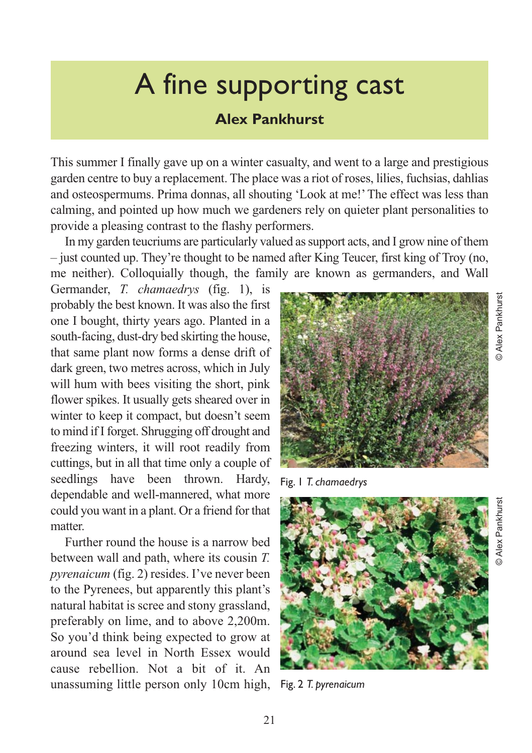# A fine supporting cast

**Alex Pankhurst**

This summer I finally gave up on a winter casualty, and went to a large and prestigious garden centre to buy a replacement. The place was a riot of roses, lilies, fuchsias, dahlias and osteospermums. Prima donnas, all shouting 'Look at me!' The effect was less than calming, and pointed up how much we gardeners rely on quieter plant personalities to provide a pleasing contrast to the flashy performers.

In my garden teucriums are particularly valued as support acts, and I grow nine of them – just counted up. They're thought to be named after King Teucer, first king of Troy (no, me neither). Colloquially though, the family are known as germanders, and Wall Germander, *T. chamaedrys* (fig. 1), is probably the best known. It was also the first one I bought, thirty years ago. Planted in a south-facing, dust-dry bed skirting the house, that same plant now forms a dense drift of dark green, two metres across, which in July will hum with bees visiting the short, pink flower spikes. It usually gets sheared over in winter to keep it compact, but doesn't seem to mind if I forget. Shrugging off drought and freezing winters, it will root readily from cuttings, but in all that time only a couple of seedlings have been thrown. Hardy, dependable and well-mannered, what more could you want in a plant. Or a friend for that matter.

© Alex Pankhurst

Fig. 1 *T. chamaedrys*

© Alex Pankhurst

Fig. 2 *T. pyrenaicum*

Further round the house is a narrow bed between wall and path, where its cousin *T. pyrenaicum* (fig. 2) resides. I've never been to the Pyrenees, but apparently this plant's natural habitat is scree and stony grassland, preferably on lime, and to above 2,200m. So you'd think being expected to grow at around sea level in North Essex would cause rebellion. Not a bit of it. An unassuming little person only 10cm high,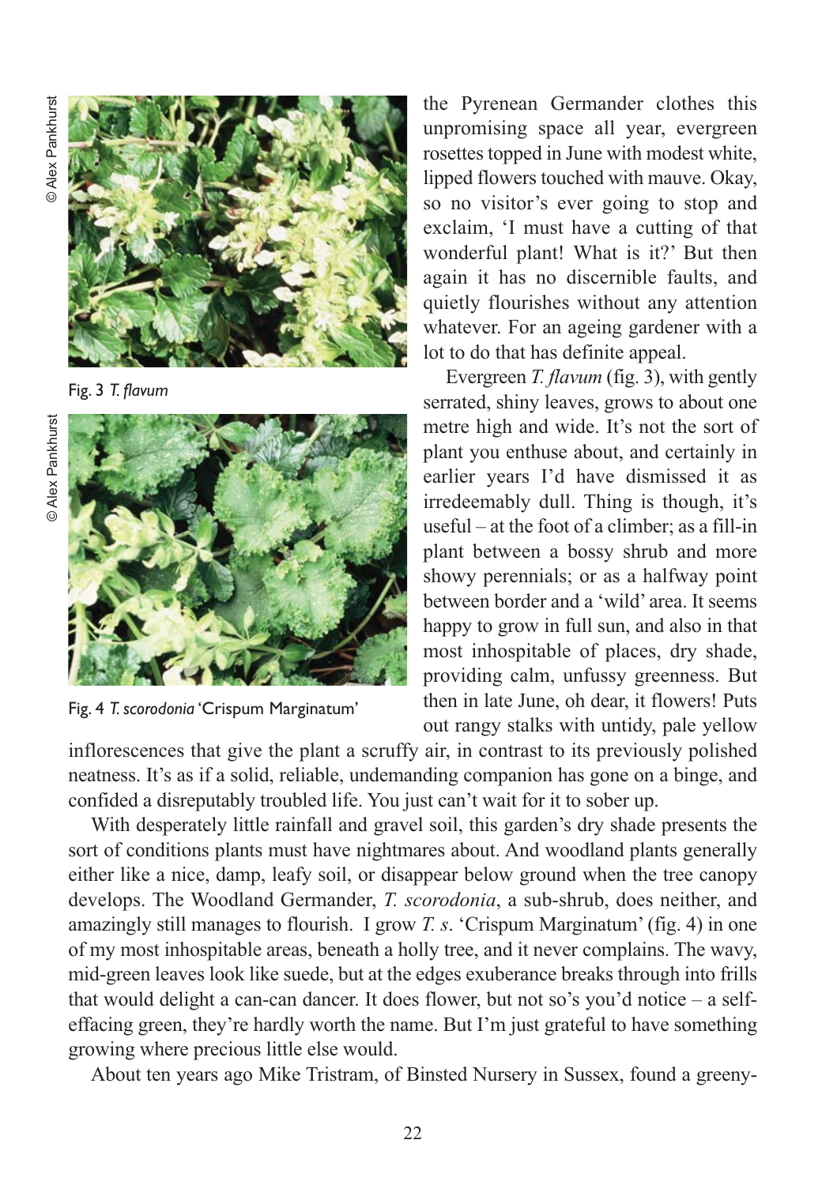the Pyrenean Germander clothes this unpromising space all year, evergreen rosettes topped in June with modest white, lipped flowers touched with mauve. Okay, so no visitor's ever going to stop and exclaim, 'I must have a cutting of that wonderful plant! What is it?' But then again it has no discernible faults, and quietly flourishes without any attention whatever. For an ageing gardener with a lot to do that has definite appeal.

Fig. 3 *T. flavum*

Fig. 4 *T. scorodonia* 'Crispum Marginatum'

Evergreen *T. flavum* (fig. 3), with gently serrated, shiny leaves, grows to about one metre high and wide. It's not the sort of plant you enthuse about, and certainly in earlier years I'd have dismissed it as irredeemably dull. Thing is though, it's useful – at the foot of a climber; as a fill-in plant between a bossy shrub and more showy perennials; or as a halfway point between border and a 'wild' area. It seems happy to grow in full sun, and also in that most inhospitable of places, dry shade, providing calm, unfussy greenness. But then in late June, oh dear, it flowers! Puts out rangy stalks with untidy, pale yellow inflorescences that give the plant a scruffy air, in contrast to its previously polished neatness. It's as if a solid, reliable, undemanding companion has gone on a binge, and confided a disreputably troubled life. You just can't wait for it to sober up.

With desperately little rainfall and gravel soil, this garden's dry shade presents the sort of conditions plants must have nightmares about. And woodland plants generally either like a nice, damp, leafy soil, or disappear below ground when the tree canopy develops. The Woodland Germander, *T. scorodonia*, a sub-shrub, does neither, and amazingly still manages to flourish. I grow *T. s.* 'Crispum Marginatum' (fig. 4) in one of my most inhospitable areas, beneath a holly tree, and it never complains. The wavy, mid-green leaves look like suede, but at the edges exuberance breaks through into frills that would delight a can-can dancer. It does flower, but not so's you'd notice – a self-effacing green, they're hardly worth the name. But I'm just grateful to have something growing where precious little else would.

About ten years ago Mike Tristram, of Binsted Nursery in Sussex, found a greeny-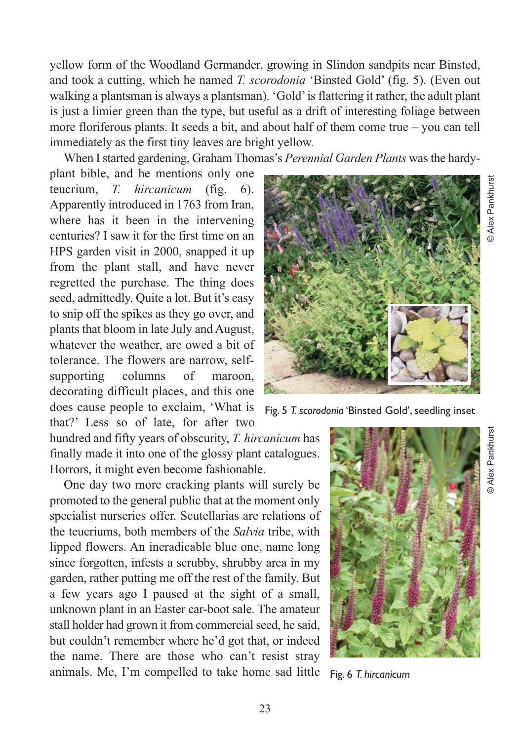yellow form of the Woodland Germander, growing in Slindon sandpits near Binsted, and took a cutting, which he named *T. scorodonia* 'Binsted Gold' (fig. 5). (Even out walking a plantsman is always a plantsman). 'Gold' is flattering it rather, the adult plant is just a limier green than the type, but useful as a drift of interesting foliage between more floriferous plants. It seeds a bit, and about half of them come true – you can tell immediately as the first tiny leaves are bright yellow.

When I started gardening, Graham Thomas's *Perennial Garden Plants* was the hardy-plant bible, and he mentions only one teucrium, *T. hircanicum* (fig. 6). Apparently introduced in 1763 from Iran, where has it been in the intervening centuries? I saw it for the first time on an HPS garden visit in 2000, snapped it up from the plant stall, and have never regretted the purchase. The thing does seed, admittedly. Quite a lot. But it's easy to snip off the spikes as they go over, and plants that bloom in late July and August, whatever the weather, are owed a bit of tolerance. The flowers are narrow, self-supporting columns of maroon, decorating difficult places, and this one does cause people to exclaim, 'What is that?' Less so of late, for after two hundred and fifty years of obscurity, *T. hircanicum* has finally made it into one of the glossy plant catalogues. Horrors, it might even become fashionable.

Fig. 5 *T. scorodonia* 'Binsted Gold', seedling inset

© Alex Pankhurst

One day two more cracking plants will surely be promoted to the general public that at the moment only specialist nurseries offer. Scutellarias are relations of the teucriums, both members of the *Salvia* tribe, with lipped flowers. An ineradicable blue one, name long since forgotten, infests a scrubby, shrubby area in my garden, rather putting me off the rest of the family. But a few years ago I paused at the sight of a small, unknown plant in an Easter car-boot sale. The amateur stall holder had grown it from commercial seed, he said, but couldn't remember where he'd got that, or indeed the name. There are those who can't resist stray animals. Me, I'm compelled to take home sad little

Fig. 6 *T. hircanicum*

© Alex Pankhurst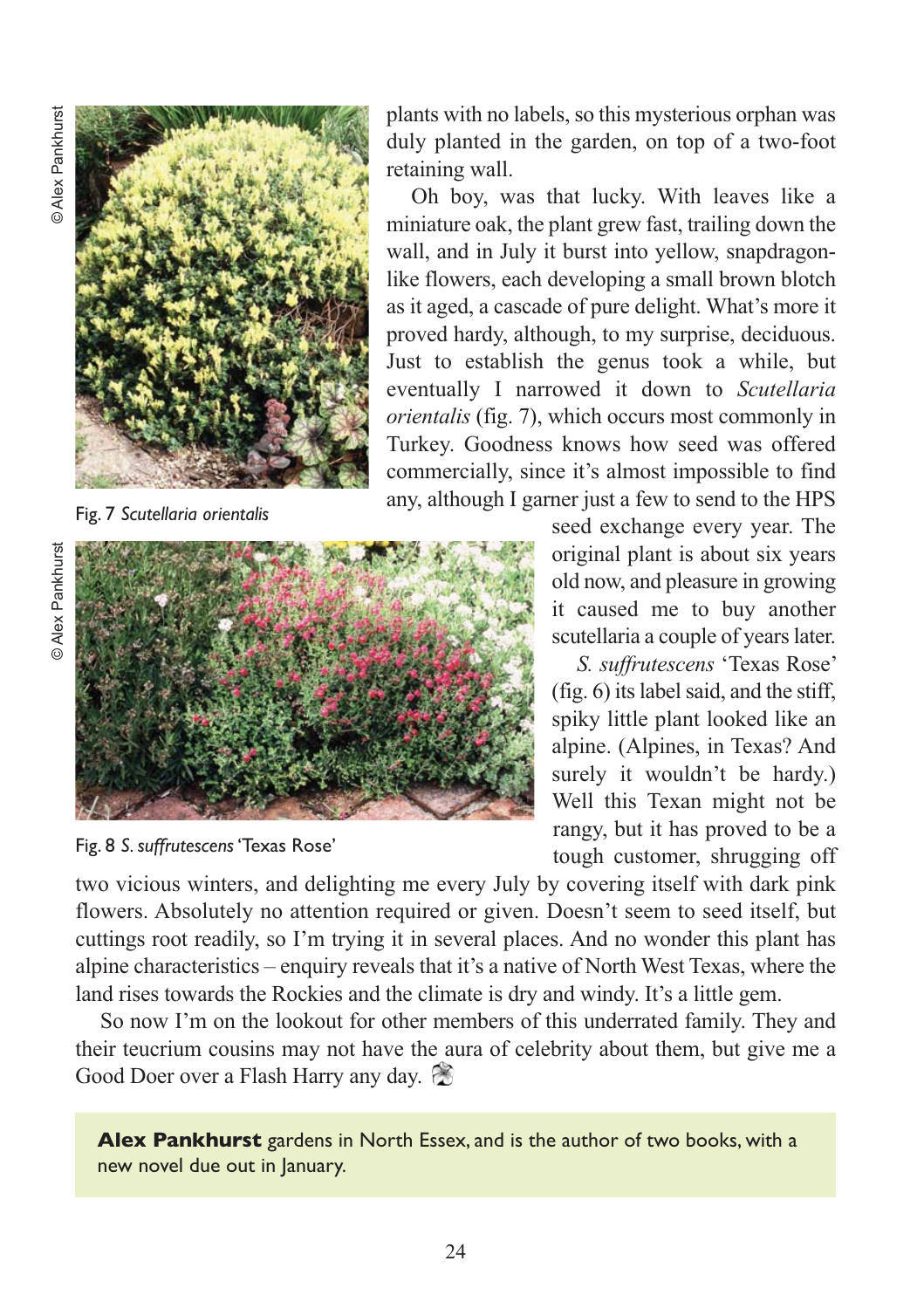© Alex Pankhurst

Fig. 7 *Scutellaria orientalis*

© Alex Pankhurst

Fig. 8 *S. suffrutescens* 'Texas Rose'

plants with no labels, so this mysterious orphan was duly planted in the garden, on top of a two-foot retaining wall.

Oh boy, was that lucky. With leaves like a miniature oak, the plant grew fast, trailing down the wall, and in July it burst into yellow, snapdragon-like flowers, each developing a small brown blotch as it aged, a cascade of pure delight. What's more it proved hardy, although, to my surprise, deciduous. Just to establish the genus took a while, but eventually I narrowed it down to *Scutellaria orientalis* (fig. 7), which occurs most commonly in Turkey. Goodness knows how seed was offered commercially, since it's almost impossible to find any, although I garner just a few to send to the HPS seed exchange every year. The original plant is about six years old now, and pleasure in growing it caused me to buy another scutellaria a couple of years later.

*S. suffrutescens* 'Texas Rose' (fig. 6) its label said, and the stiff, spiky little plant looked like an alpine. (Alpines, in Texas? And surely it wouldn't be hardy.) Well this Texan might not be rangy, but it has proved to be a tough customer, shrugging off two vicious winters, and delighting me every July by covering itself with dark pink flowers. Absolutely no attention required or given. Doesn't seem to seed itself, but cuttings root readily, so I'm trying it in several places. And no wonder this plant has alpine characteristics – enquiry reveals that it's a native of North West Texas, where the land rises towards the Rockies and the climate is dry and windy. It's a little gem.

So now I'm on the lookout for other members of this underrated family. They and their teucrium cousins may not have the aura of celebrity about them, but give me a Good Doer over a Flash Harry any day.

**Alex Pankhurst** gardens in North Essex, and is the author of two books, with a new novel due out in January.